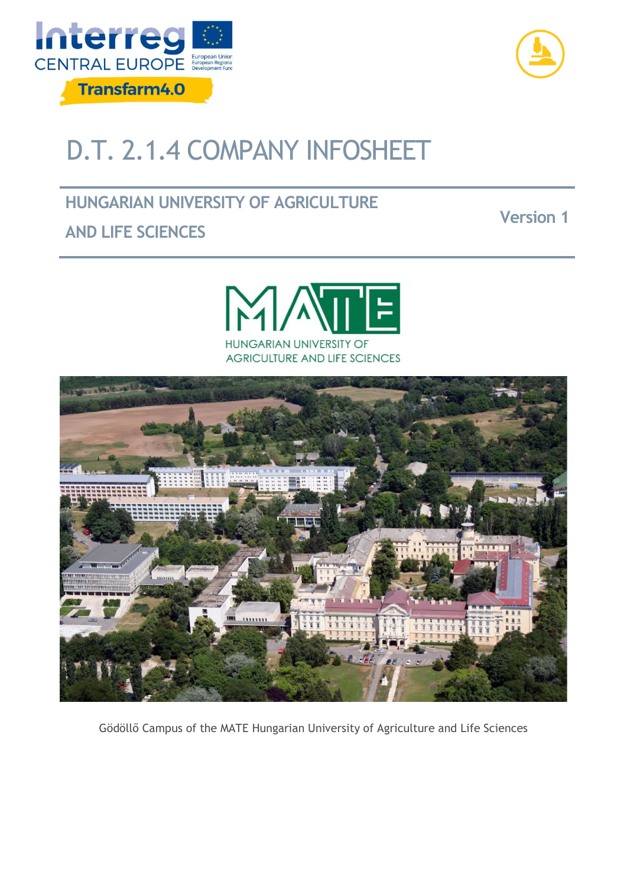Interreg CENTRAL EUROPE

European Union European Regional Development Fund

Transfarm4.0

# D.T. 2.1.4 COMPANY INFOSHEET

## HUNGARIAN UNIVERSITY OF AGRICULTURE AND LIFE SCIENCES

Version 1

MATE HUNGARIAN UNIVERSITY OF AGRICULTURE AND LIFE SCIENCES

Gödöllő Campus of the MATE Hungarian University of Agriculture and Life Sciences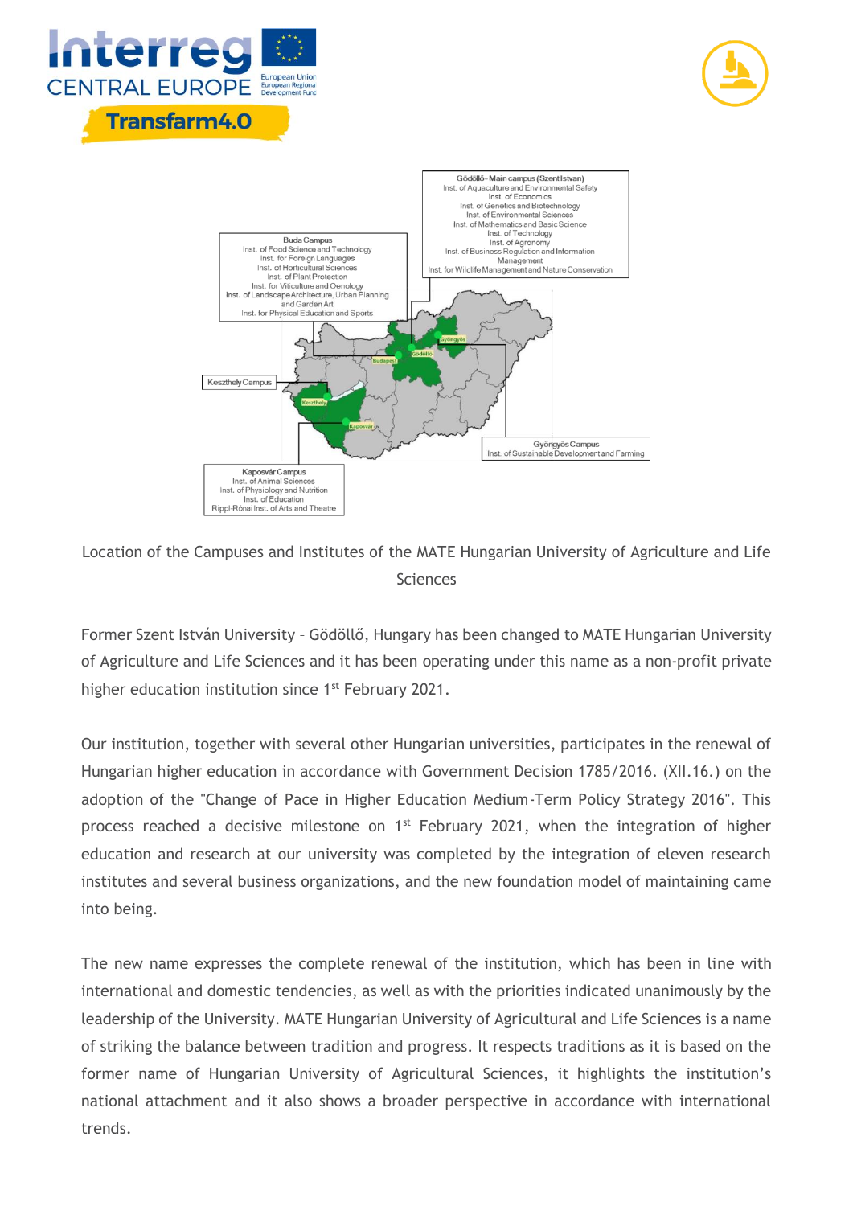Buda Campus
Inst. of Food Science and Technology
Inst. for Foreign Languages
Inst. of Horticultural Sciences
Inst. of Plant Protection
Inst. for Viticulture and Oenology
Inst. of Landscape Architecture, Urban Planning and Garden Art
Inst. for Physical Education and Sports

Gödöllő – Main campus (Szent István)
Inst. of Aquaculture and Environmental Safety
Inst. of Economics
Inst. of Genetics and Biotechnology
Inst. of Environmental Sciences
Inst. of Mathematics and Basic Science
Inst. of Technology
Inst. of Agronomy
Inst. of Business Regulation and Information Management
Inst. for Wildlife Management and Nature Conservation

Keszthely Campus

Gyöngyös Campus
Inst. of Sustainable Development and Farming

Kaposvár Campus
Inst. of Animal Sciences
Inst. of Physiology and Nutrition
Inst. of Education
Rippl-Rónai Inst. of Arts and Theatre

Location of the Campuses and Institutes of the MATE Hungarian University of Agriculture and Life Sciences

Former Szent István University – Gödöllő, Hungary has been changed to MATE Hungarian University of Agriculture and Life Sciences and it has been operating under this name as a non-profit private higher education institution since 1st February 2021.

Our institution, together with several other Hungarian universities, participates in the renewal of Hungarian higher education in accordance with Government Decision 1785/2016. (XII.16.) on the adoption of the "Change of Pace in Higher Education Medium-Term Policy Strategy 2016". This process reached a decisive milestone on 1st February 2021, when the integration of higher education and research at our university was completed by the integration of eleven research institutes and several business organizations, and the new foundation model of maintaining came into being.

The new name expresses the complete renewal of the institution, which has been in line with international and domestic tendencies, as well as with the priorities indicated unanimously by the leadership of the University. MATE Hungarian University of Agricultural and Life Sciences is a name of striking the balance between tradition and progress. It respects traditions as it is based on the former name of Hungarian University of Agricultural Sciences, it highlights the institution's national attachment and it also shows a broader perspective in accordance with international trends.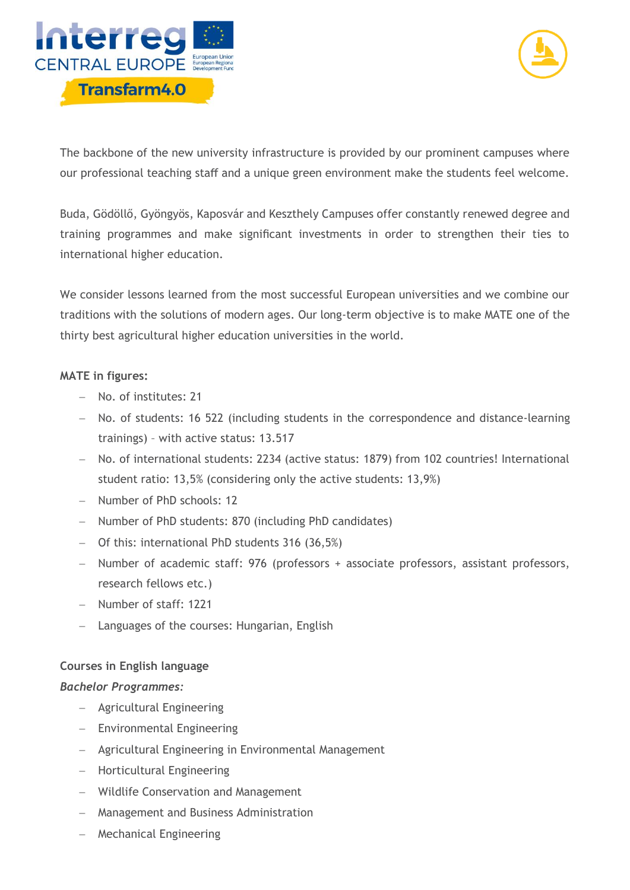The backbone of the new university infrastructure is provided by our prominent campuses where our professional teaching staff and a unique green environment make the students feel welcome.

Buda, Gödöllő, Gyöngyös, Kaposvár and Keszthely Campuses offer constantly renewed degree and training programmes and make significant investments in order to strengthen their ties to international higher education.

We consider lessons learned from the most successful European universities and we combine our traditions with the solutions of modern ages. Our long-term objective is to make MATE one of the thirty best agricultural higher education universities in the world.

**MATE in figures:**

- No. of institutes: 21
- No. of students: 16 522 (including students in the correspondence and distance-learning trainings) – with active status: 13.517
- No. of international students: 2234 (active status: 1879) from 102 countries! International student ratio: 13,5% (considering only the active students: 13,9%)
- Number of PhD schools: 12
- Number of PhD students: 870 (including PhD candidates)
- Of this: international PhD students 316 (36,5%)
- Number of academic staff: 976 (professors + associate professors, assistant professors, research fellows etc.)
- Number of staff: 1221
- Languages of the courses: Hungarian, English

**Courses in English language**

***Bachelor Programmes:***

- Agricultural Engineering
- Environmental Engineering
- Agricultural Engineering in Environmental Management
- Horticultural Engineering
- Wildlife Conservation and Management
- Management and Business Administration
- Mechanical Engineering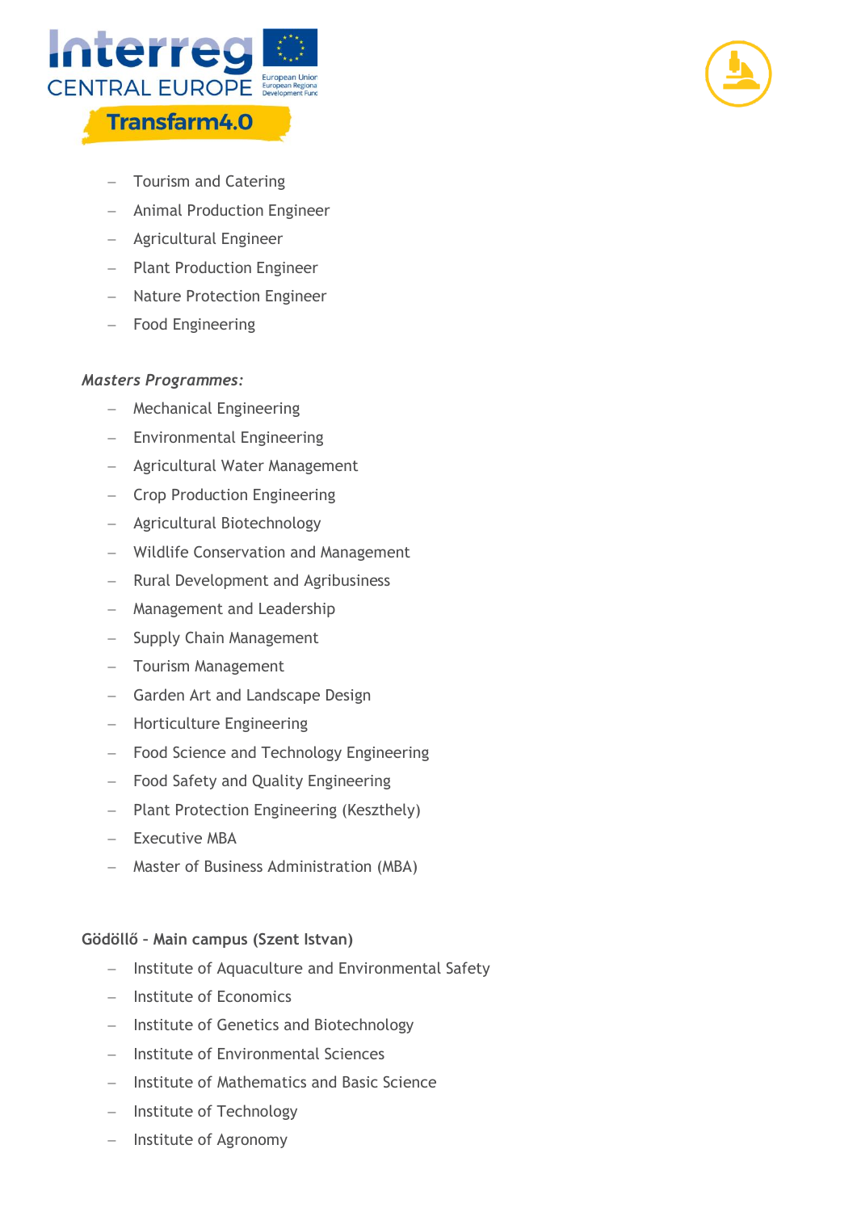- Tourism and Catering
- Animal Production Engineer
- Agricultural Engineer
- Plant Production Engineer
- Nature Protection Engineer
- Food Engineering

*Masters Programmes:*

- Mechanical Engineering
- Environmental Engineering
- Agricultural Water Management
- Crop Production Engineering
- Agricultural Biotechnology
- Wildlife Conservation and Management
- Rural Development and Agribusiness
- Management and Leadership
- Supply Chain Management
- Tourism Management
- Garden Art and Landscape Design
- Horticulture Engineering
- Food Science and Technology Engineering
- Food Safety and Quality Engineering
- Plant Protection Engineering (Keszthely)
- Executive MBA
- Master of Business Administration (MBA)

**Gödöllő - Main campus (Szent Istvan)**

- Institute of Aquaculture and Environmental Safety
- Institute of Economics
- Institute of Genetics and Biotechnology
- Institute of Environmental Sciences
- Institute of Mathematics and Basic Science
- Institute of Technology
- Institute of Agronomy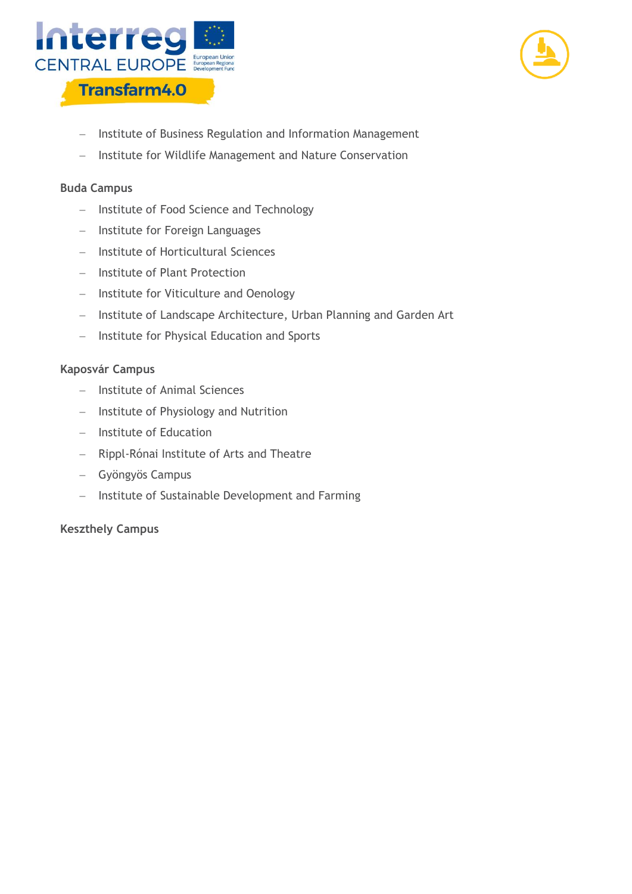- Institute of Business Regulation and Information Management
- Institute for Wildlife Management and Nature Conservation

**Buda Campus**

- Institute of Food Science and Technology
- Institute for Foreign Languages
- Institute of Horticultural Sciences
- Institute of Plant Protection
- Institute for Viticulture and Oenology
- Institute of Landscape Architecture, Urban Planning and Garden Art
- Institute for Physical Education and Sports

**Kaposvár Campus**

- Institute of Animal Sciences
- Institute of Physiology and Nutrition
- Institute of Education
- Rippl-Rónai Institute of Arts and Theatre
- Gyöngyös Campus
- Institute of Sustainable Development and Farming

**Keszthely Campus**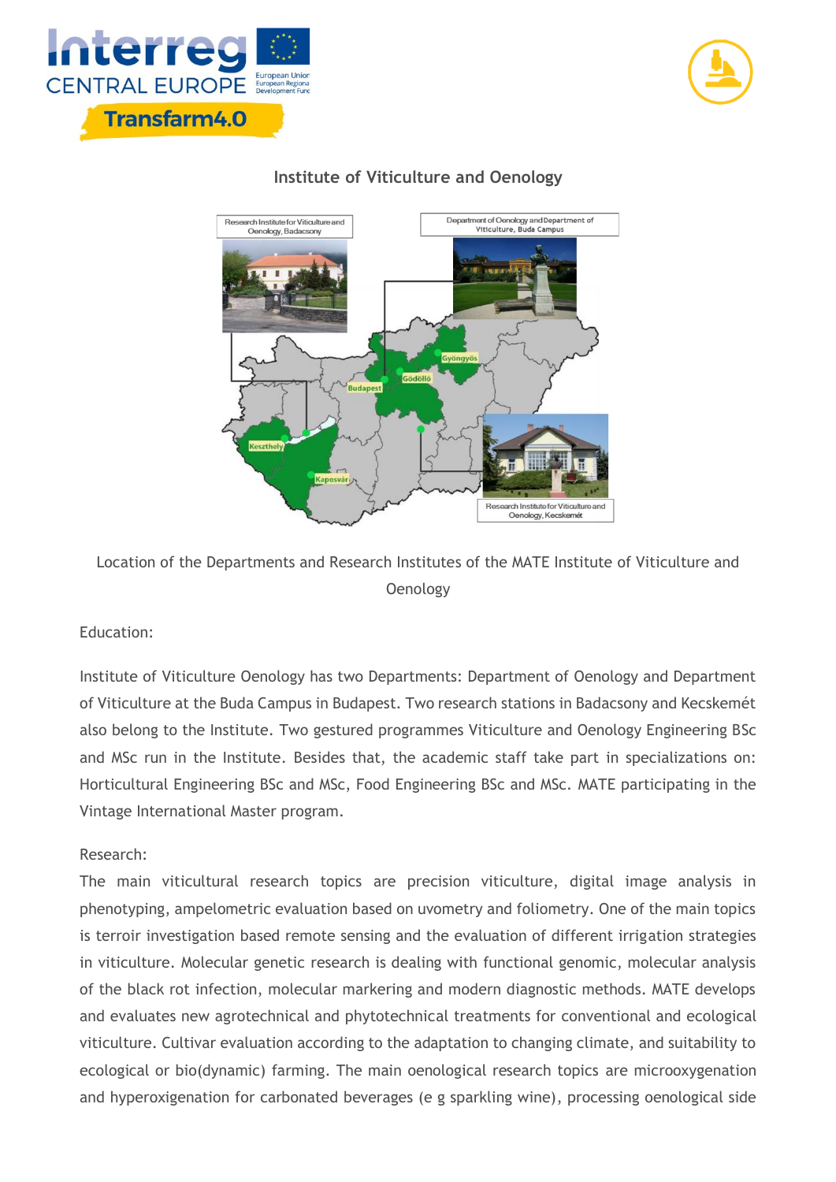## Institute of Viticulture and Oenology

Location of the Departments and Research Institutes of the MATE Institute of Viticulture and Oenology

Education:

Institute of Viticulture Oenology has two Departments: Department of Oenology and Department of Viticulture at the Buda Campus in Budapest. Two research stations in Badacsony and Kecskemét also belong to the Institute. Two gestured programmes Viticulture and Oenology Engineering BSc and MSc run in the Institute. Besides that, the academic staff take part in specializations on: Horticultural Engineering BSc and MSc, Food Engineering BSc and MSc. MATE participating in the Vintage International Master program.

Research:

The main viticultural research topics are precision viticulture, digital image analysis in phenotyping, ampelometric evaluation based on uvometry and foliometry. One of the main topics is terroir investigation based remote sensing and the evaluation of different irrigation strategies in viticulture. Molecular genetic research is dealing with functional genomic, molecular analysis of the black rot infection, molecular markering and modern diagnostic methods. MATE develops and evaluates new agrotechnical and phytotechnical treatments for conventional and ecological viticulture. Cultivar evaluation according to the adaptation to changing climate, and suitability to ecological or bio(dynamic) farming. The main oenological research topics are microoxygenation and hyperoxigenation for carbonated beverages (e g sparkling wine), processing oenological side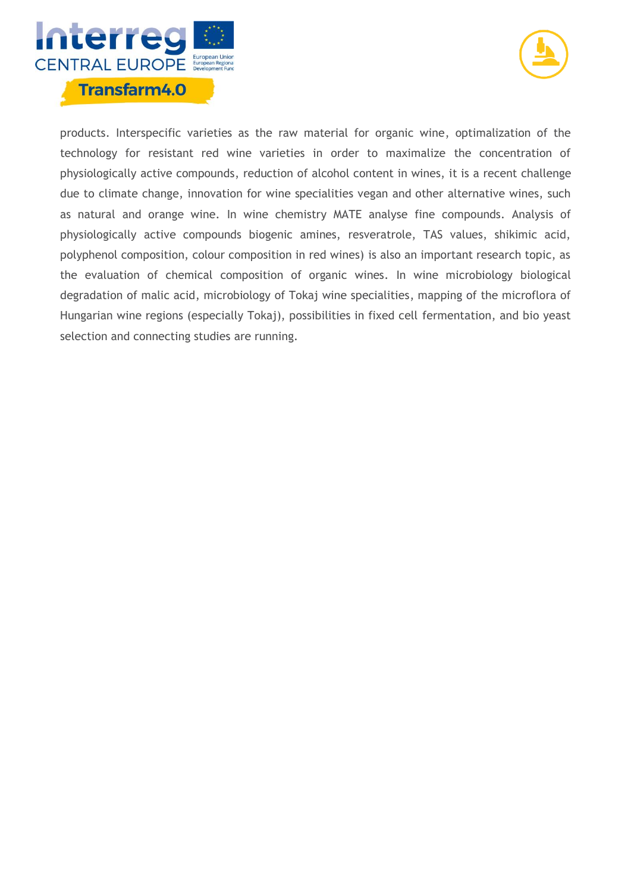products. Interspecific varieties as the raw material for organic wine, optimalization of the technology for resistant red wine varieties in order to maximalize the concentration of physiologically active compounds, reduction of alcohol content in wines, it is a recent challenge due to climate change, innovation for wine specialities vegan and other alternative wines, such as natural and orange wine. In wine chemistry MATE analyse fine compounds. Analysis of physiologically active compounds biogenic amines, resveratrole, TAS values, shikimic acid, polyphenol composition, colour composition in red wines) is also an important research topic, as the evaluation of chemical composition of organic wines. In wine microbiology biological degradation of malic acid, microbiology of Tokaj wine specialities, mapping of the microflora of Hungarian wine regions (especially Tokaj), possibilities in fixed cell fermentation, and bio yeast selection and connecting studies are running.